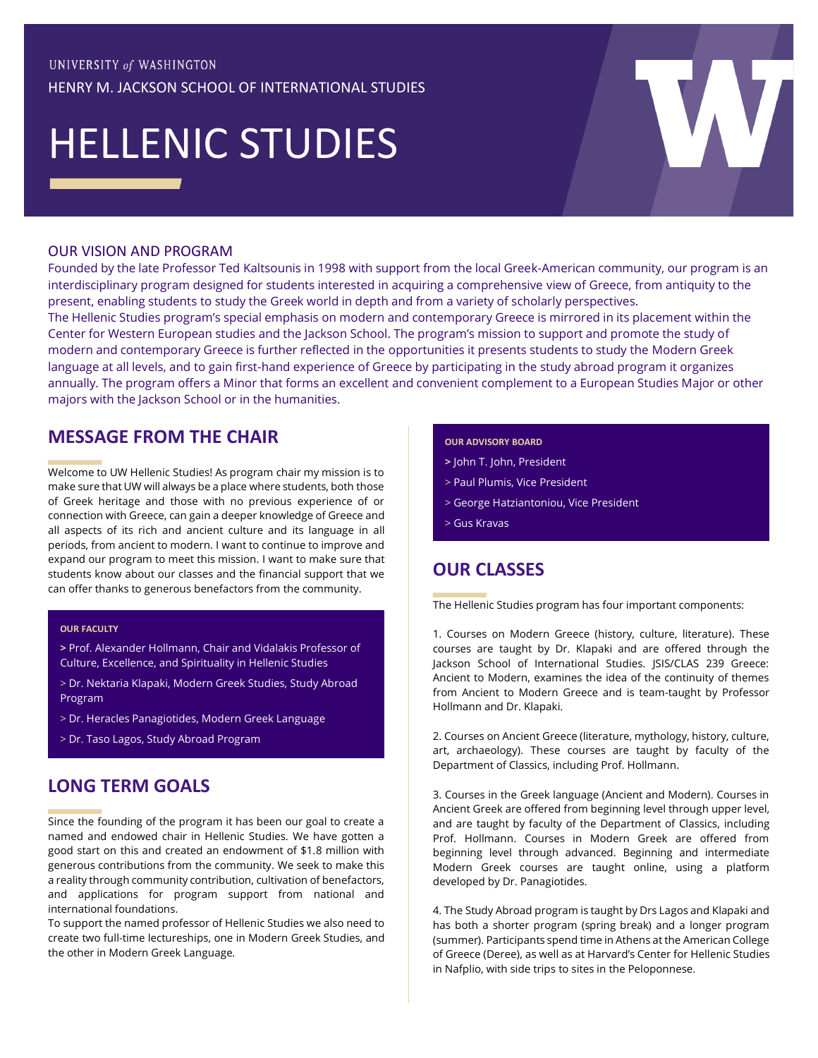UNIVERSITY *of* WASHINGTON

HENRY M. JACKSON SCHOOL OF INTERNATIONAL STUDIES

# HELLENIC STUDIES

## OUR VISION AND PROGRAM

Founded by the late Professor Ted Kaltsounis in 1998 with support from the local Greek-American community, our program is an interdisciplinary program designed for students interested in acquiring a comprehensive view of Greece, from antiquity to the present, enabling students to study the Greek world in depth and from a variety of scholarly perspectives.

The Hellenic Studies program's special emphasis on modern and contemporary Greece is mirrored in its placement within the Center for Western European studies and the Jackson School. The program's mission to support and promote the study of modern and contemporary Greece is further reflected in the opportunities it presents students to study the Modern Greek language at all levels, and to gain first-hand experience of Greece by participating in the study abroad program it organizes annually. The program offers a Minor that forms an excellent and convenient complement to a European Studies Major or other majors with the Jackson School or in the humanities.

## MESSAGE FROM THE CHAIR

Welcome to UW Hellenic Studies! As program chair my mission is to make sure that UW will always be a place where students, both those of Greek heritage and those with no previous experience of or connection with Greece, can gain a deeper knowledge of Greece and all aspects of its rich and ancient culture and its language in all periods, from ancient to modern. I want to continue to improve and expand our program to meet this mission. I want to make sure that students know about our classes and the financial support that we can offer thanks to generous benefactors from the community.

**OUR FACULTY**

> Prof. Alexander Hollmann, Chair and Vidalakis Professor of Culture, Excellence, and Spirituality in Hellenic Studies

> Dr. Nektaria Klapaki, Modern Greek Studies, Study Abroad Program

> Dr. Heracles Panagiotides, Modern Greek Language

> Dr. Taso Lagos, Study Abroad Program

## LONG TERM GOALS

Since the founding of the program it has been our goal to create a named and endowed chair in Hellenic Studies. We have gotten a good start on this and created an endowment of $1.8 million with generous contributions from the community. We seek to make this a reality through community contribution, cultivation of benefactors, and applications for program support from national and international foundations.

To support the named professor of Hellenic Studies we also need to create two full-time lectureships, one in Modern Greek Studies, and the other in Modern Greek Language.

**OUR ADVISORY BOARD**

> John T. John, President

> Paul Plumis, Vice President

> George Hatziantoniou, Vice President

> Gus Kravas

## OUR CLASSES

The Hellenic Studies program has four important components:

1. Courses on Modern Greece (history, culture, literature). These courses are taught by Dr. Klapaki and are offered through the Jackson School of International Studies. JSIS/CLAS 239 Greece: Ancient to Modern, examines the idea of the continuity of themes from Ancient to Modern Greece and is team-taught by Professor Hollmann and Dr. Klapaki.

2. Courses on Ancient Greece (literature, mythology, history, culture, art, archaeology). These courses are taught by faculty of the Department of Classics, including Prof. Hollmann.

3. Courses in the Greek language (Ancient and Modern). Courses in Ancient Greek are offered from beginning level through upper level, and are taught by faculty of the Department of Classics, including Prof. Hollmann. Courses in Modern Greek are offered from beginning level through advanced. Beginning and intermediate Modern Greek courses are taught online, using a platform developed by Dr. Panagiotides.

4. The Study Abroad program is taught by Drs Lagos and Klapaki and has both a shorter program (spring break) and a longer program (summer). Participants spend time in Athens at the American College of Greece (Deree), as well as at Harvard's Center for Hellenic Studies in Nafplio, with side trips to sites in the Peloponnese.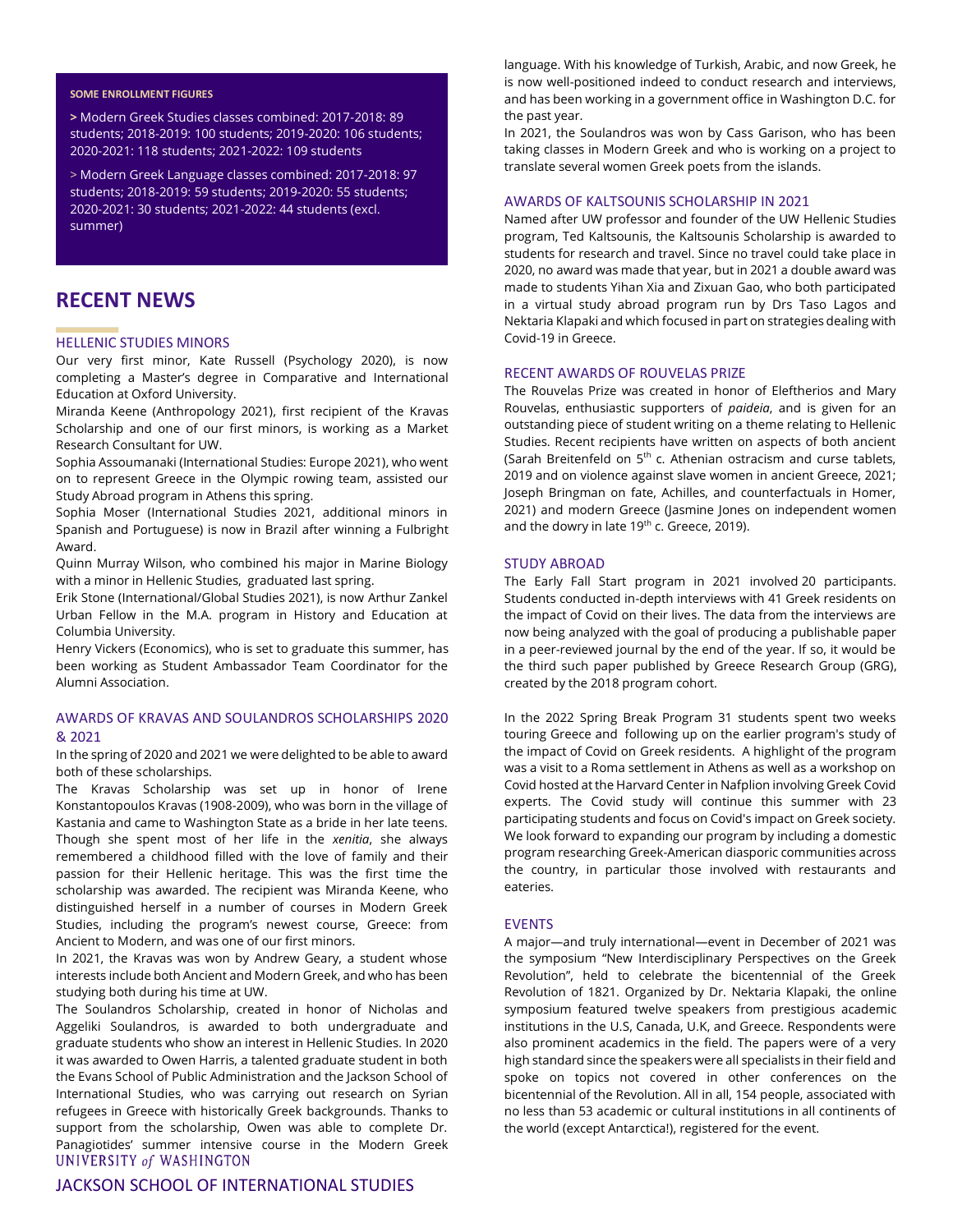**SOME ENROLLMENT FIGURES**

**>** Modern Greek Studies classes combined: 2017-2018: 89 students; 2018-2019: 100 students; 2019-2020: 106 students; 2020-2021: 118 students; 2021-2022: 109 students

> Modern Greek Language classes combined: 2017-2018: 97 students; 2018-2019: 59 students; 2019-2020: 55 students; 2020-2021: 30 students; 2021-2022: 44 students (excl. summer)

## RECENT NEWS

### HELLENIC STUDIES MINORS

Our very first minor, Kate Russell (Psychology 2020), is now completing a Master's degree in Comparative and International Education at Oxford University.

Miranda Keene (Anthropology 2021), first recipient of the Kravas Scholarship and one of our first minors, is working as a Market Research Consultant for UW.

Sophia Assoumanaki (International Studies: Europe 2021), who went on to represent Greece in the Olympic rowing team, assisted our Study Abroad program in Athens this spring.

Sophia Moser (International Studies 2021, additional minors in Spanish and Portuguese) is now in Brazil after winning a Fulbright Award.

Quinn Murray Wilson, who combined his major in Marine Biology with a minor in Hellenic Studies, graduated last spring.

Erik Stone (International/Global Studies 2021), is now Arthur Zankel Urban Fellow in the M.A. program in History and Education at Columbia University.

Henry Vickers (Economics), who is set to graduate this summer, has been working as Student Ambassador Team Coordinator for the Alumni Association.

### AWARDS OF KRAVAS AND SOULANDROS SCHOLARSHIPS 2020 & 2021

In the spring of 2020 and 2021 we were delighted to be able to award both of these scholarships.

The Kravas Scholarship was set up in honor of Irene Konstantopoulos Kravas (1908-2009), who was born in the village of Kastania and came to Washington State as a bride in her late teens. Though she spent most of her life in the *xenitia*, she always remembered a childhood filled with the love of family and their passion for their Hellenic heritage. This was the first time the scholarship was awarded. The recipient was Miranda Keene, who distinguished herself in a number of courses in Modern Greek Studies, including the program's newest course, Greece: from Ancient to Modern, and was one of our first minors.

In 2021, the Kravas was won by Andrew Geary, a student whose interests include both Ancient and Modern Greek, and who has been studying both during his time at UW.

The Soulandros Scholarship, created in honor of Nicholas and Aggeliki Soulandros, is awarded to both undergraduate and graduate students who show an interest in Hellenic Studies. In 2020 it was awarded to Owen Harris, a talented graduate student in both the Evans School of Public Administration and the Jackson School of International Studies, who was carrying out research on Syrian refugees in Greece with historically Greek backgrounds. Thanks to support from the scholarship, Owen was able to complete Dr. Panagiotides' summer intensive course in the Modern Greek language. With his knowledge of Turkish, Arabic, and now Greek, he is now well-positioned indeed to conduct research and interviews, and has been working in a government office in Washington D.C. for the past year.

In 2021, the Soulandros was won by Cass Garison, who has been taking classes in Modern Greek and who is working on a project to translate several women Greek poets from the islands.

### AWARDS OF KALTSOUNIS SCHOLARSHIP IN 2021

Named after UW professor and founder of the UW Hellenic Studies program, Ted Kaltsounis, the Kaltsounis Scholarship is awarded to students for research and travel. Since no travel could take place in 2020, no award was made that year, but in 2021 a double award was made to students Yihan Xia and Zixuan Gao, who both participated in a virtual study abroad program run by Drs Taso Lagos and Nektaria Klapaki and which focused in part on strategies dealing with Covid-19 in Greece.

### RECENT AWARDS OF ROUVELAS PRIZE

The Rouvelas Prize was created in honor of Eleftherios and Mary Rouvelas, enthusiastic supporters of *paideia*, and is given for an outstanding piece of student writing on a theme relating to Hellenic Studies. Recent recipients have written on aspects of both ancient (Sarah Breitenfeld on 5th c. Athenian ostracism and curse tablets, 2019 and on violence against slave women in ancient Greece, 2021; Joseph Bringman on fate, Achilles, and counterfactuals in Homer, 2021) and modern Greece (Jasmine Jones on independent women and the dowry in late 19th c. Greece, 2019).

### STUDY ABROAD

The Early Fall Start program in 2021 involved 20 participants. Students conducted in-depth interviews with 41 Greek residents on the impact of Covid on their lives. The data from the interviews are now being analyzed with the goal of producing a publishable paper in a peer-reviewed journal by the end of the year. If so, it would be the third such paper published by Greece Research Group (GRG), created by the 2018 program cohort.

In the 2022 Spring Break Program 31 students spent two weeks touring Greece and following up on the earlier program's study of the impact of Covid on Greek residents. A highlight of the program was a visit to a Roma settlement in Athens as well as a workshop on Covid hosted at the Harvard Center in Nafplion involving Greek Covid experts. The Covid study will continue this summer with 23 participating students and focus on Covid's impact on Greek society. We look forward to expanding our program by including a domestic program researching Greek-American diasporic communities across the country, in particular those involved with restaurants and eateries.

### EVENTS

A major—and truly international—event in December of 2021 was the symposium "New Interdisciplinary Perspectives on the Greek Revolution", held to celebrate the bicentennial of the Greek Revolution of 1821. Organized by Dr. Nektaria Klapaki, the online symposium featured twelve speakers from prestigious academic institutions in the U.S, Canada, U.K, and Greece. Respondents were also prominent academics in the field. The papers were of a very high standard since the speakers were all specialists in their field and spoke on topics not covered in other conferences on the bicentennial of the Revolution. All in all, 154 people, associated with no less than 53 academic or cultural institutions in all continents of the world (except Antarctica!), registered for the event.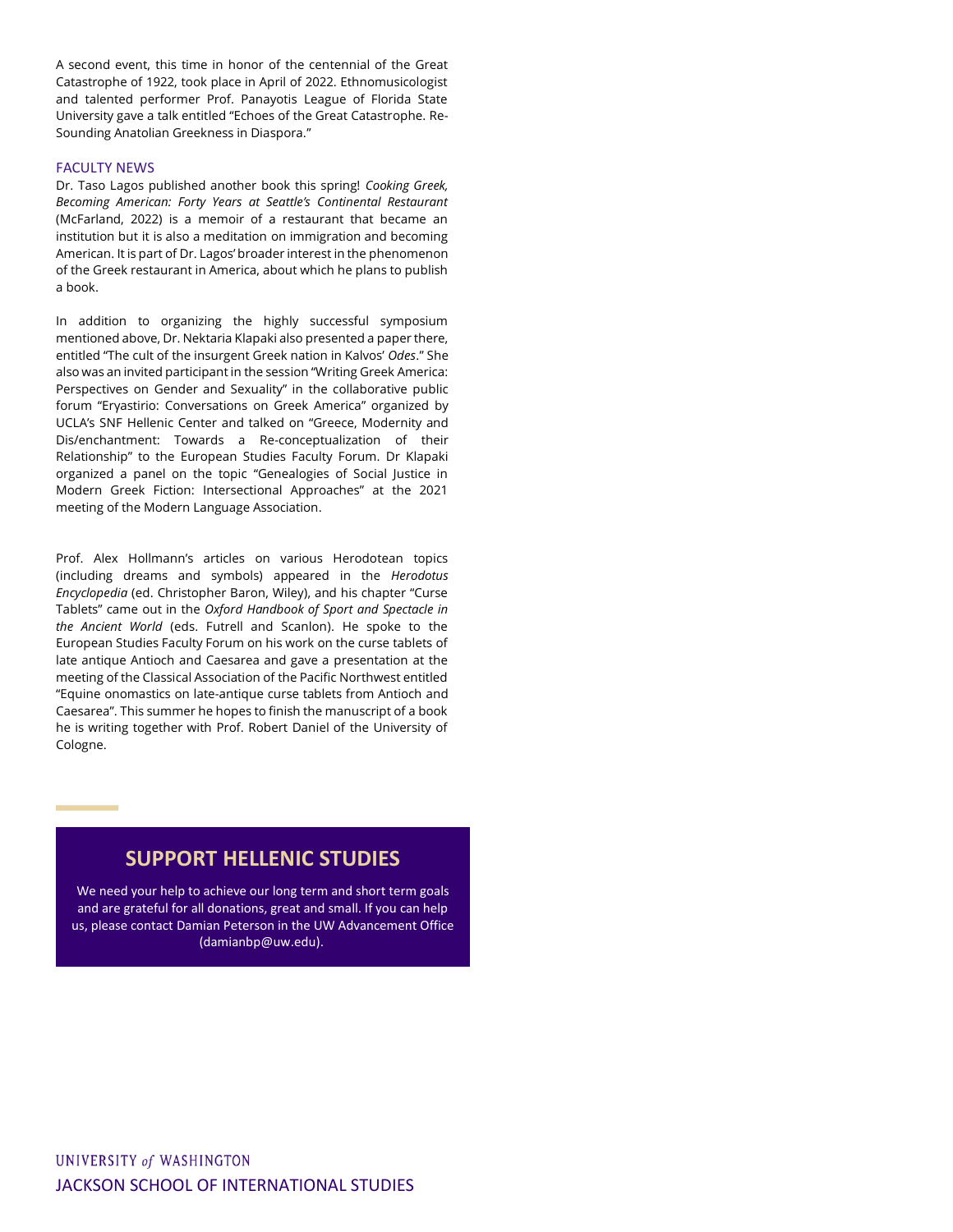A second event, this time in honor of the centennial of the Great Catastrophe of 1922, took place in April of 2022. Ethnomusicologist and talented performer Prof. Panayotis League of Florida State University gave a talk entitled "Echoes of the Great Catastrophe. Re-Sounding Anatolian Greekness in Diaspora."

## FACULTY NEWS

Dr. Taso Lagos published another book this spring! *Cooking Greek, Becoming American: Forty Years at Seattle's Continental Restaurant* (McFarland, 2022) is a memoir of a restaurant that became an institution but it is also a meditation on immigration and becoming American. It is part of Dr. Lagos' broader interest in the phenomenon of the Greek restaurant in America, about which he plans to publish a book.

In addition to organizing the highly successful symposium mentioned above, Dr. Nektaria Klapaki also presented a paper there, entitled "The cult of the insurgent Greek nation in Kalvos' *Odes*." She also was an invited participant in the session "Writing Greek America: Perspectives on Gender and Sexuality" in the collaborative public forum "Eryastirio: Conversations on Greek America" organized by UCLA's SNF Hellenic Center and talked on "Greece, Modernity and Dis/enchantment: Towards a Re-conceptualization of their Relationship" to the European Studies Faculty Forum. Dr Klapaki organized a panel on the topic "Genealogies of Social Justice in Modern Greek Fiction: Intersectional Approaches" at the 2021 meeting of the Modern Language Association.

Prof. Alex Hollmann's articles on various Herodotean topics (including dreams and symbols) appeared in the *Herodotus Encyclopedia* (ed. Christopher Baron, Wiley), and his chapter "Curse Tablets" came out in the *Oxford Handbook of Sport and Spectacle in the Ancient World* (eds. Futrell and Scanlon). He spoke to the European Studies Faculty Forum on his work on the curse tablets of late antique Antioch and Caesarea and gave a presentation at the meeting of the Classical Association of the Pacific Northwest entitled "Equine onomastics on late-antique curse tablets from Antioch and Caesarea". This summer he hopes to finish the manuscript of a book he is writing together with Prof. Robert Daniel of the University of Cologne.

## SUPPORT HELLENIC STUDIES

We need your help to achieve our long term and short term goals and are grateful for all donations, great and small. If you can help us, please contact Damian Peterson in the UW Advancement Office (damianbp@uw.edu).

UNIVERSITY *of* WASHINGTON
JACKSON SCHOOL OF INTERNATIONAL STUDIES